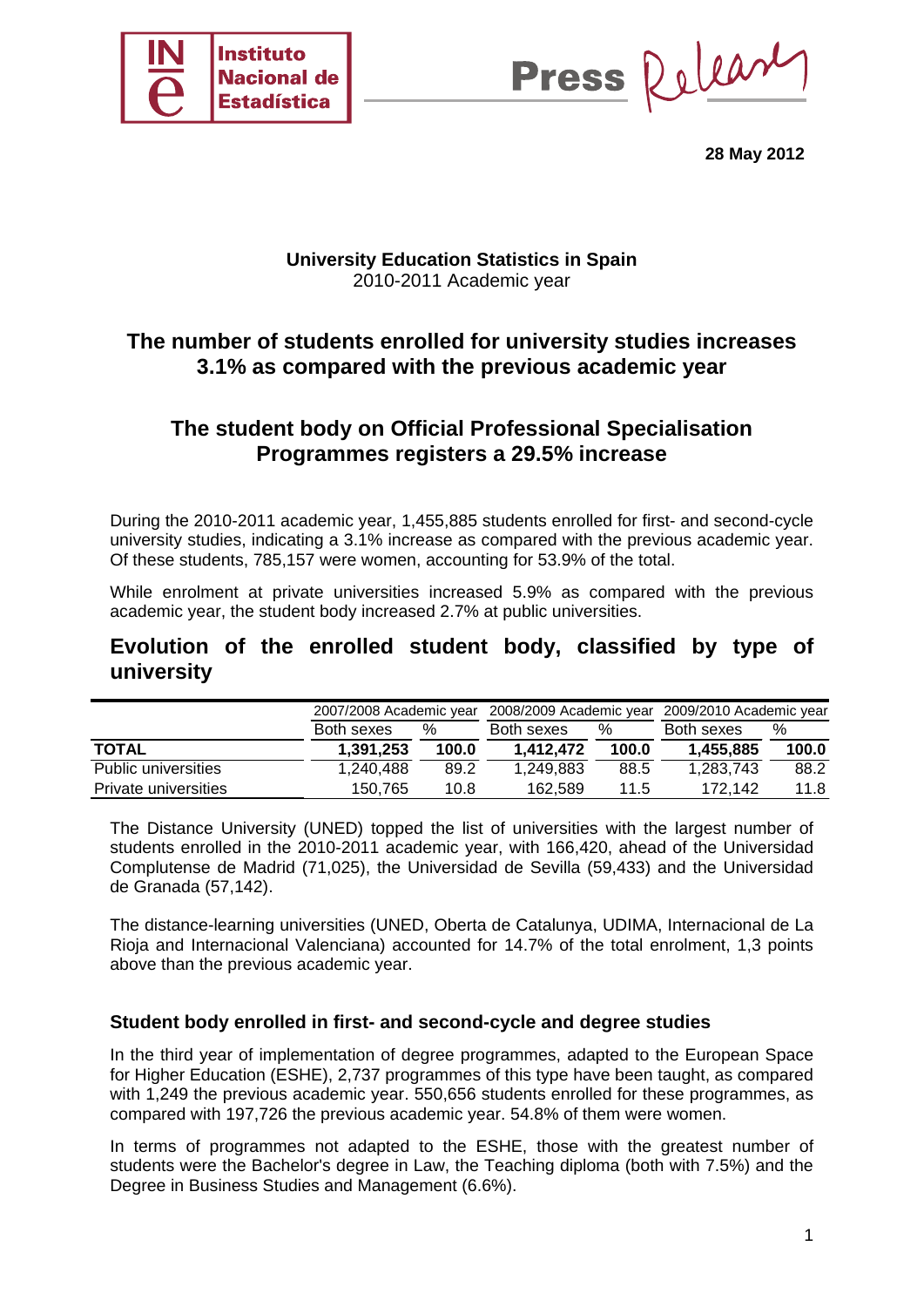**Press Release**

**28 May 2012**

**University Education Statistics in Spain**
2010-2011 Academic year

## The number of students enrolled for university studies increases 3.1% as compared with the previous academic year

## The student body on Official Professional Specialisation Programmes registers a 29.5% increase

During the 2010-2011 academic year, 1,455,885 students enrolled for first- and second-cycle university studies, indicating a 3.1% increase as compared with the previous academic year. Of these students, 785,157 were women, accounting for 53.9% of the total.

While enrolment at private universities increased 5.9% as compared with the previous academic year, the student body increased 2.7% at public universities.

## Evolution of the enrolled student body, classified by type of university

| | 2007/2008 Academic year | | 2008/2009 Academic year | | 2009/2010 Academic year | |
|---|---|---|---|---|---|---|
| | Both sexes | % | Both sexes | % | Both sexes | % |
| **TOTAL** | **1,391,253** | **100.0** | **1,412,472** | **100.0** | **1,455,885** | **100.0** |
| Public universities | 1,240,488 | 89.2 | 1,249,883 | 88.5 | 1,283,743 | 88.2 |
| Private universities | 150,765 | 10.8 | 162,589 | 11.5 | 172,142 | 11.8 |

The Distance University (UNED) topped the list of universities with the largest number of students enrolled in the 2010-2011 academic year, with 166,420, ahead of the Universidad Complutense de Madrid (71,025), the Universidad de Sevilla (59,433) and the Universidad de Granada (57,142).

The distance-learning universities (UNED, Oberta de Catalunya, UDIMA, Internacional de La Rioja and Internacional Valenciana) accounted for 14.7% of the total enrolment, 1,3 points above than the previous academic year.

### Student body enrolled in first- and second-cycle and degree studies

In the third year of implementation of degree programmes, adapted to the European Space for Higher Education (ESHE), 2,737 programmes of this type have been taught, as compared with 1,249 the previous academic year. 550,656 students enrolled for these programmes, as compared with 197,726 the previous academic year. 54.8% of them were women.

In terms of programmes not adapted to the ESHE, those with the greatest number of students were the Bachelor's degree in Law, the Teaching diploma (both with 7.5%) and the Degree in Business Studies and Management (6.6%).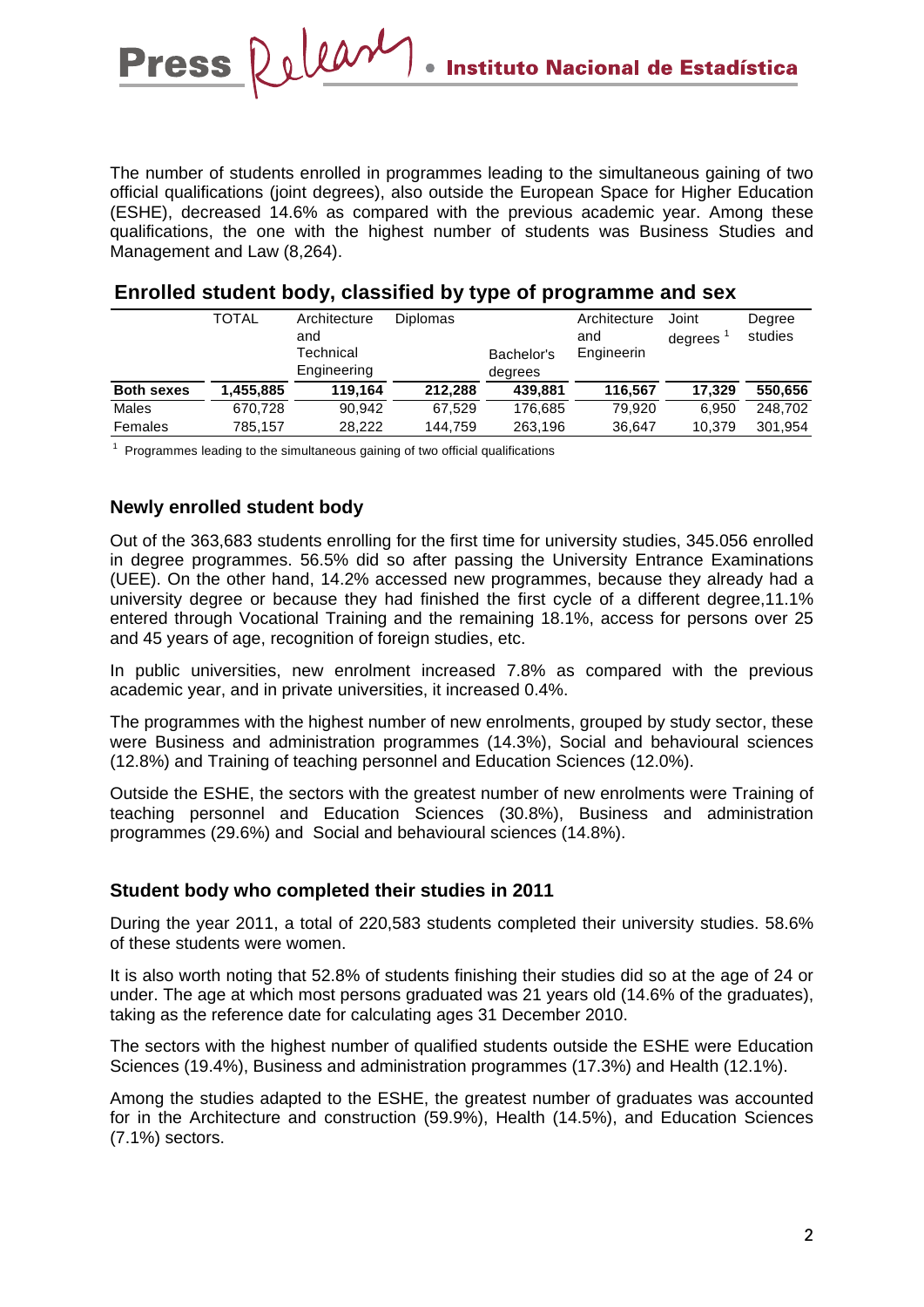The number of students enrolled in programmes leading to the simultaneous gaining of two official qualifications (joint degrees), also outside the European Space for Higher Education (ESHE), decreased 14.6% as compared with the previous academic year. Among these qualifications, the one with the highest number of students was Business Studies and Management and Law (8,264).

## Enrolled student body, classified by type of programme and sex

| | TOTAL | Architecture and Technical Engineering | Diplomas | Bachelor's degrees | Architecture and Engineerin | Joint degrees [1] | Degree studies |
|---|---|---|---|---|---|---|---|
| **Both sexes** | **1,455,885** | **119,164** | **212,288** | **439,881** | **116,567** | **17,329** | **550,656** |
| Males | 670,728 | 90,942 | 67,529 | 176,685 | 79,920 | 6,950 | 248,702 |
| Females | 785,157 | 28,222 | 144,759 | 263,196 | 36,647 | 10,379 | 301,954 |

[1] Programmes leading to the simultaneous gaining of two official qualifications

### Newly enrolled student body

Out of the 363,683 students enrolling for the first time for university studies, 345.056 enrolled in degree programmes. 56.5% did so after passing the University Entrance Examinations (UEE). On the other hand, 14.2% accessed new programmes, because they already had a university degree or because they had finished the first cycle of a different degree,11.1% entered through Vocational Training and the remaining 18.1%, access for persons over 25 and 45 years of age, recognition of foreign studies, etc.

In public universities, new enrolment increased 7.8% as compared with the previous academic year, and in private universities, it increased 0.4%.

The programmes with the highest number of new enrolments, grouped by study sector, these were Business and administration programmes (14.3%), Social and behavioural sciences (12.8%) and Training of teaching personnel and Education Sciences (12.0%).

Outside the ESHE, the sectors with the greatest number of new enrolments were Training of teaching personnel and Education Sciences (30.8%), Business and administration programmes (29.6%) and Social and behavioural sciences (14.8%).

### Student body who completed their studies in 2011

During the year 2011, a total of 220,583 students completed their university studies. 58.6% of these students were women.

It is also worth noting that 52.8% of students finishing their studies did so at the age of 24 or under. The age at which most persons graduated was 21 years old (14.6% of the graduates), taking as the reference date for calculating ages 31 December 2010.

The sectors with the highest number of qualified students outside the ESHE were Education Sciences (19.4%), Business and administration programmes (17.3%) and Health (12.1%).

Among the studies adapted to the ESHE, the greatest number of graduates was accounted for in the Architecture and construction (59.9%), Health (14.5%), and Education Sciences (7.1%) sectors.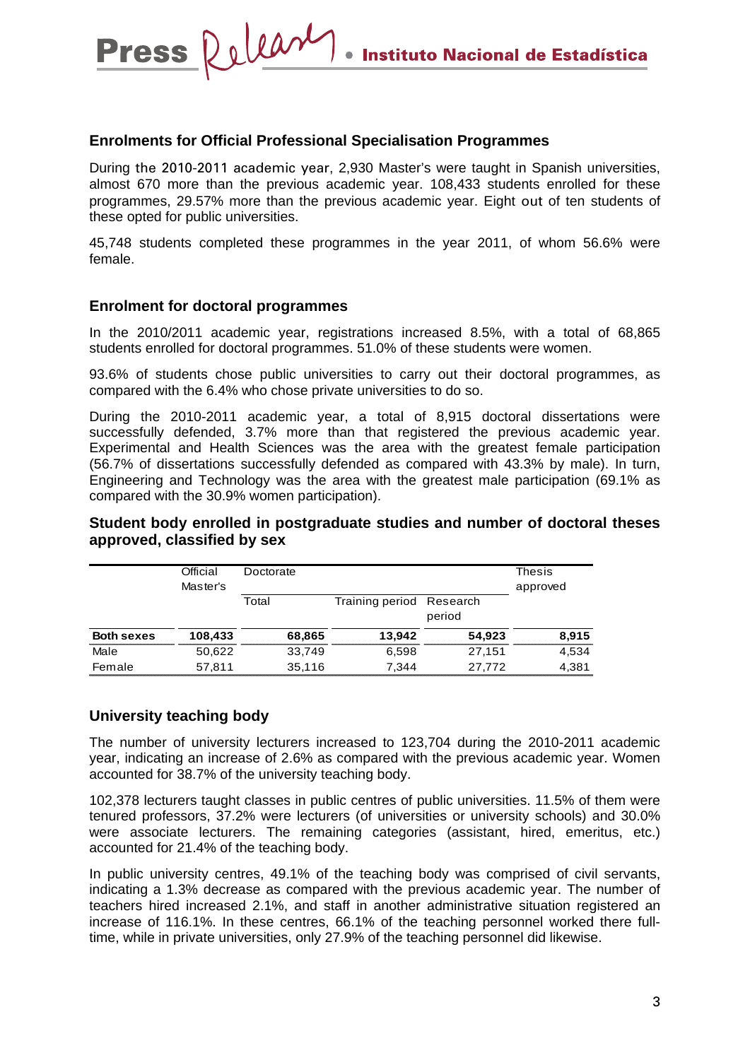## Enrolments for Official Professional Specialisation Programmes

During the 2010-2011 academic year, 2,930 Master's were taught in Spanish universities, almost 670 more than the previous academic year. 108,433 students enrolled for these programmes, 29.57% more than the previous academic year. Eight out of ten students of these opted for public universities.

45,748 students completed these programmes in the year 2011, of whom 56.6% were female.

## Enrolment for doctoral programmes

In the 2010/2011 academic year, registrations increased 8.5%, with a total of 68,865 students enrolled for doctoral programmes. 51.0% of these students were women.

93.6% of students chose public universities to carry out their doctoral programmes, as compared with the 6.4% who chose private universities to do so.

During the 2010-2011 academic year, a total of 8,915 doctoral dissertations were successfully defended, 3.7% more than that registered the previous academic year. Experimental and Health Sciences was the area with the greatest female participation (56.7% of dissertations successfully defended as compared with 43.3% by male). In turn, Engineering and Technology was the area with the greatest male participation (69.1% as compared with the 30.9% women participation).

### Student body enrolled in postgraduate studies and number of doctoral theses approved, classified by sex

| | Official Master's | Doctorate | | | Thesis approved |
|---|---|---|---|---|---|
| | | Total | Training period | Research period | |
| **Both sexes** | **108,433** | **68,865** | **13,942** | **54,923** | **8,915** |
| Male | 50,622 | 33,749 | 6,598 | 27,151 | 4,534 |
| Female | 57,811 | 35,116 | 7,344 | 27,772 | 4,381 |

## University teaching body

The number of university lecturers increased to 123,704 during the 2010-2011 academic year, indicating an increase of 2.6% as compared with the previous academic year. Women accounted for 38.7% of the university teaching body.

102,378 lecturers taught classes in public centres of public universities. 11.5% of them were tenured professors, 37.2% were lecturers (of universities or university schools) and 30.0% were associate lecturers. The remaining categories (assistant, hired, emeritus, etc.) accounted for 21.4% of the teaching body.

In public university centres, 49.1% of the teaching body was comprised of civil servants, indicating a 1.3% decrease as compared with the previous academic year. The number of teachers hired increased 2.1%, and staff in another administrative situation registered an increase of 116.1%. In these centres, 66.1% of the teaching personnel worked there full-time, while in private universities, only 27.9% of the teaching personnel did likewise.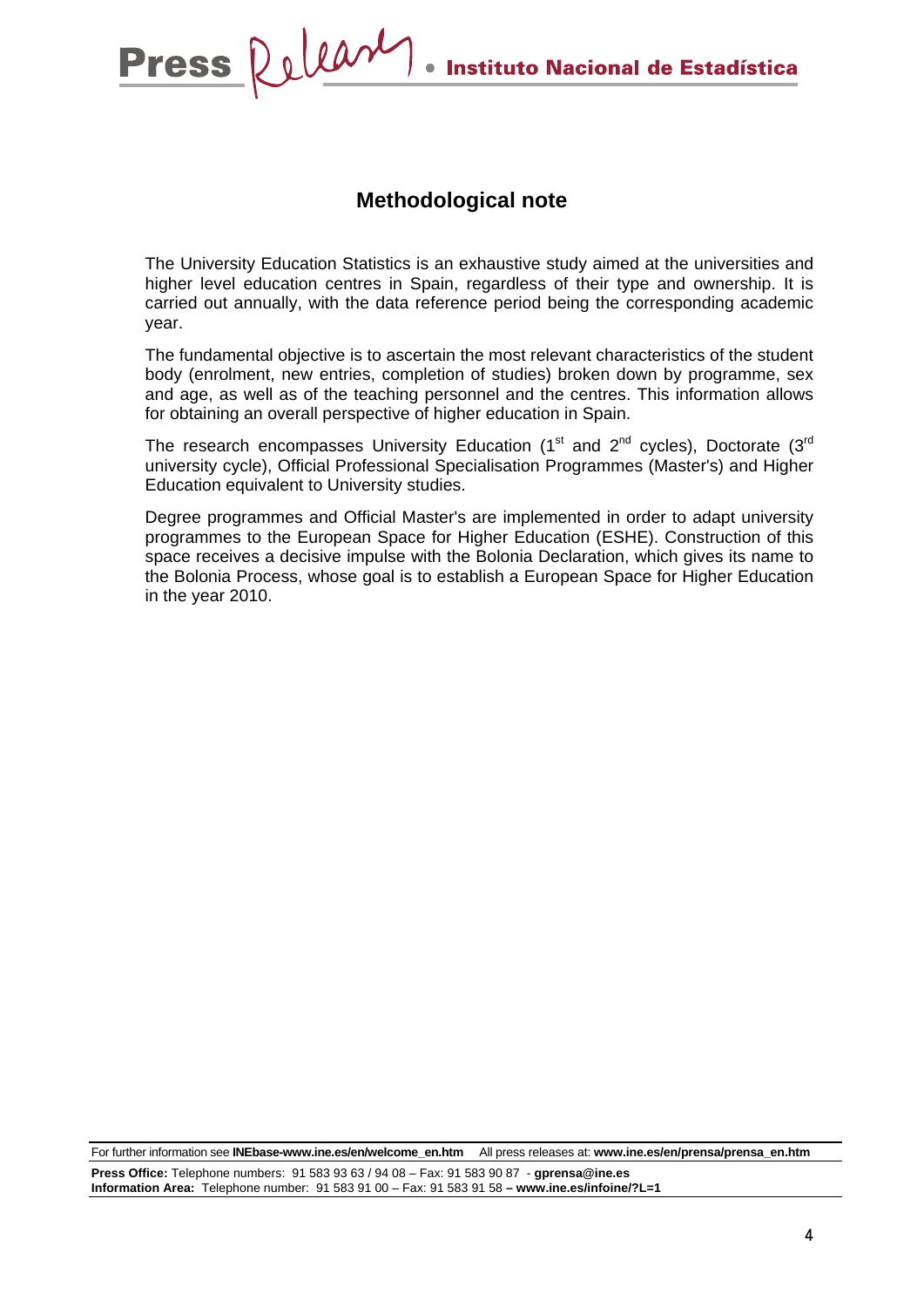## Methodological note

The University Education Statistics is an exhaustive study aimed at the universities and higher level education centres in Spain, regardless of their type and ownership. It is carried out annually, with the data reference period being the corresponding academic year.

The fundamental objective is to ascertain the most relevant characteristics of the student body (enrolment, new entries, completion of studies) broken down by programme, sex and age, as well as of the teaching personnel and the centres. This information allows for obtaining an overall perspective of higher education in Spain.

The research encompasses University Education (1st and 2nd cycles), Doctorate (3rd university cycle), Official Professional Specialisation Programmes (Master's) and Higher Education equivalent to University studies.

Degree programmes and Official Master's are implemented in order to adapt university programmes to the European Space for Higher Education (ESHE). Construction of this space receives a decisive impulse with the Bolonia Declaration, which gives its name to the Bolonia Process, whose goal is to establish a European Space for Higher Education in the year 2010.